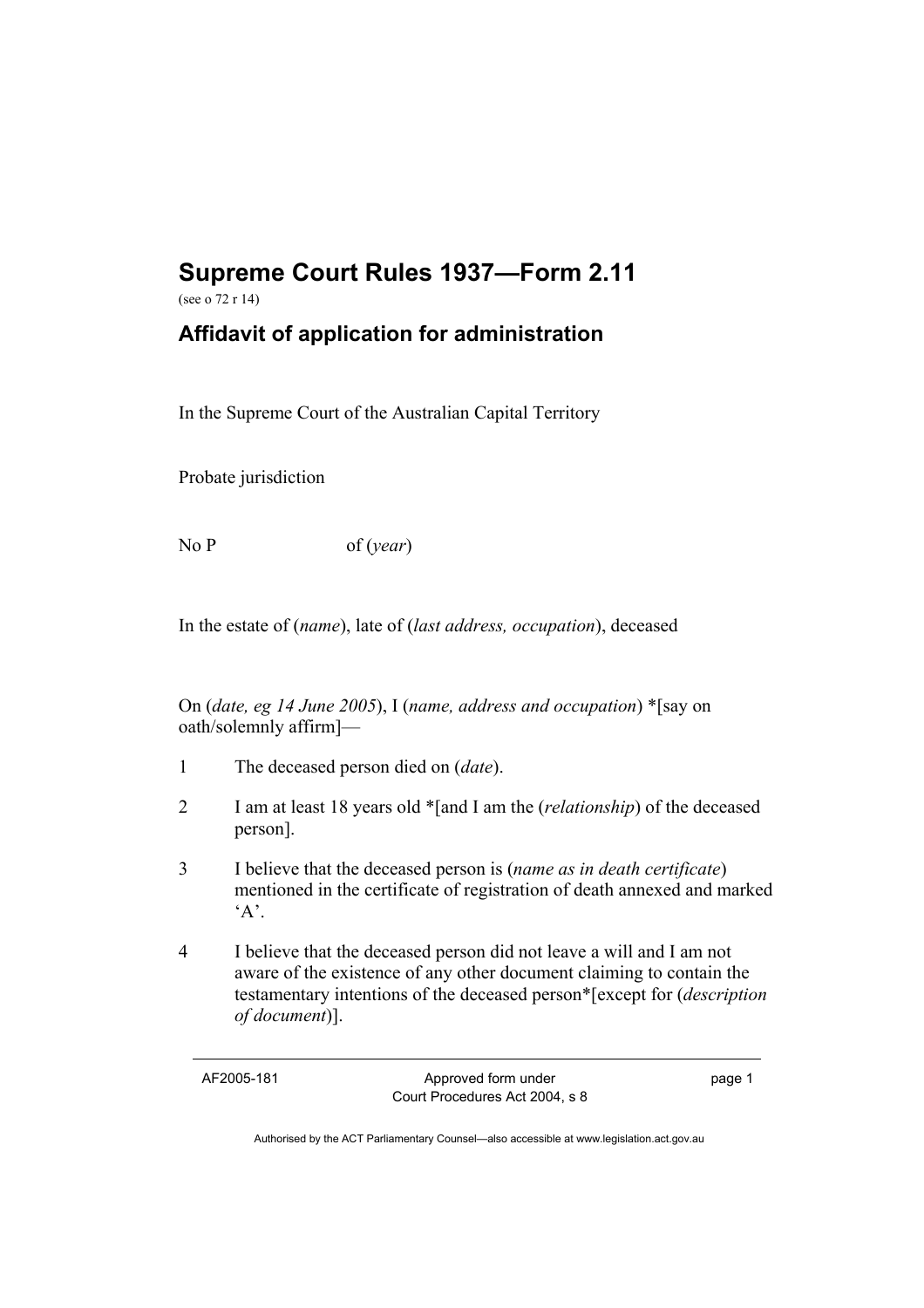# Supreme Court Rules 1937—Form 2.11

(see o 72 r 14)

## Affidavit of application for administration

In the Supreme Court of the Australian Capital Territory

Probate jurisdiction

No P                    of (*year*)

In the estate of (*name*), late of (*last address, occupation*), deceased

On (*date, eg 14 June 2005*), I (*name, address and occupation*) *[say on oath/solemnly affirm]—

1 The deceased person died on (*date*).

2 I am at least 18 years old *[and I am the (*relationship*) of the deceased person].

3 I believe that the deceased person is (*name as in death certificate*) mentioned in the certificate of registration of death annexed and marked 'A'.

4 I believe that the deceased person did not leave a will and I am not aware of the existence of any other document claiming to contain the testamentary intentions of the deceased person*[except for (*description of document*)].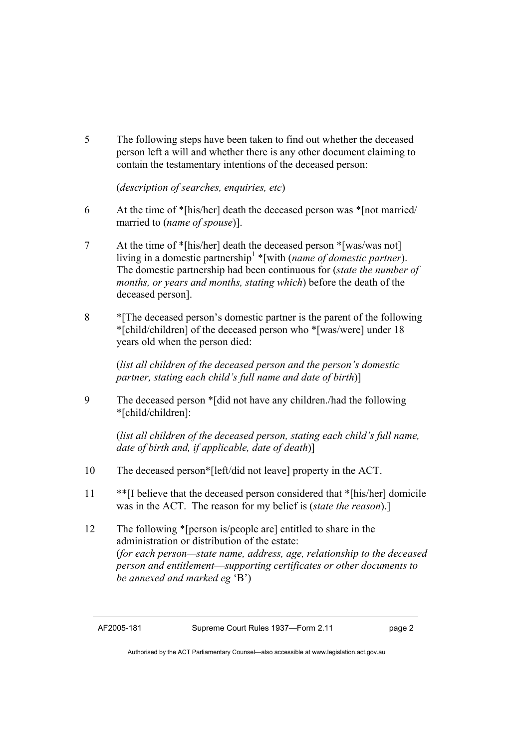5 The following steps have been taken to find out whether the deceased person left a will and whether there is any other document claiming to contain the testamentary intentions of the deceased person:

(*description of searches, enquiries, etc*)

6 At the time of *[his/her] death the deceased person was *[not married/ married to (*name of spouse*)].

7 At the time of *[his/her] death the deceased person *[was/was not] living in a domestic partnership[1] *[with (*name of domestic partner*). The domestic partnership had been continuous for (*state the number of months, or years and months, stating which*) before the death of the deceased person].

8 *[The deceased person's domestic partner is the parent of the following *[child/children] of the deceased person who *[was/were] under 18 years old when the person died:

(*list all children of the deceased person and the person's domestic partner, stating each child's full name and date of birth*)]

9 The deceased person *[did not have any children./had the following *[child/children]:

(*list all children of the deceased person, stating each child's full name, date of birth and, if applicable, date of death*)]

10 The deceased person*[left/did not leave] property in the ACT.

11 **[I believe that the deceased person considered that *[his/her] domicile was in the ACT. The reason for my belief is (*state the reason*).]

12 The following *[person is/people are] entitled to share in the administration or distribution of the estate:
(*for each person—state name, address, age, relationship to the deceased person and entitlement—supporting certificates or other documents to be annexed and marked eg* 'B')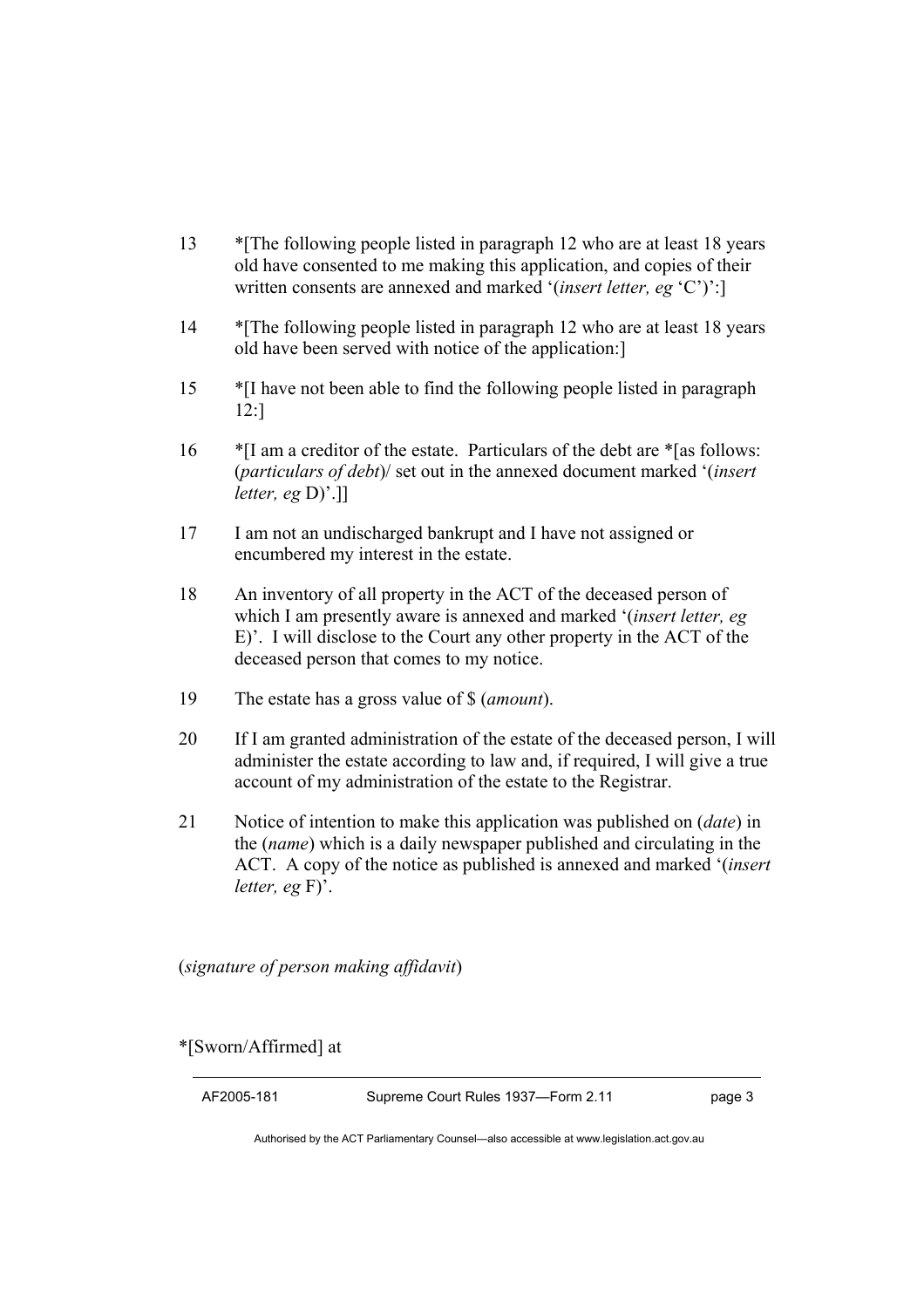13 *[The following people listed in paragraph 12 who are at least 18 years old have consented to me making this application, and copies of their written consents are annexed and marked '(*insert letter, eg* 'C')':]

14 *[The following people listed in paragraph 12 who are at least 18 years old have been served with notice of the application:]

15 *[I have not been able to find the following people listed in paragraph 12:]

16 *[I am a creditor of the estate. Particulars of the debt are *[as follows: (*particulars of debt*)/ set out in the annexed document marked '(*insert letter, eg* D)'.]]

17 I am not an undischarged bankrupt and I have not assigned or encumbered my interest in the estate.

18 An inventory of all property in the ACT of the deceased person of which I am presently aware is annexed and marked '(*insert letter, eg* E)'. I will disclose to the Court any other property in the ACT of the deceased person that comes to my notice.

19 The estate has a gross value of $ (*amount*).

20 If I am granted administration of the estate of the deceased person, I will administer the estate according to law and, if required, I will give a true account of my administration of the estate to the Registrar.

21 Notice of intention to make this application was published on (*date*) in the (*name*) which is a daily newspaper published and circulating in the ACT. A copy of the notice as published is annexed and marked '(*insert letter, eg* F)'.

(*signature of person making affidavit*)

*[Sworn/Affirmed] at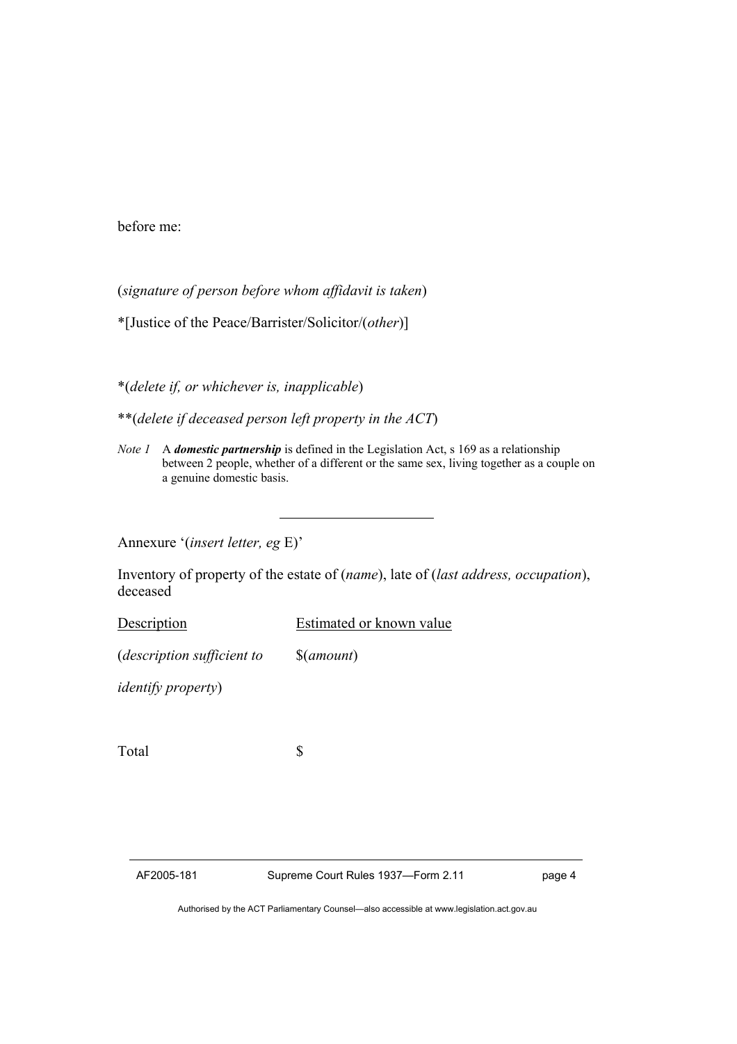before me:

(*signature of person before whom affidavit is taken*)

*[Justice of the Peace/Barrister/Solicitor/(*other*)]

*(*delete if, or whichever is, inapplicable*)

**(*delete if deceased person left property in the ACT*)

*Note 1* A ***domestic partnership*** is defined in the Legislation Act, s 169 as a relationship between 2 people, whether of a different or the same sex, living together as a couple on a genuine domestic basis.

---

Annexure '(*insert letter, eg* E)'

Inventory of property of the estate of (*name*), late of (*last address, occupation*), deceased

| Description | Estimated or known value |
|---|---|
| (*description sufficient to identify property*) | $(*amount*) |
| | |
| Total | $ |